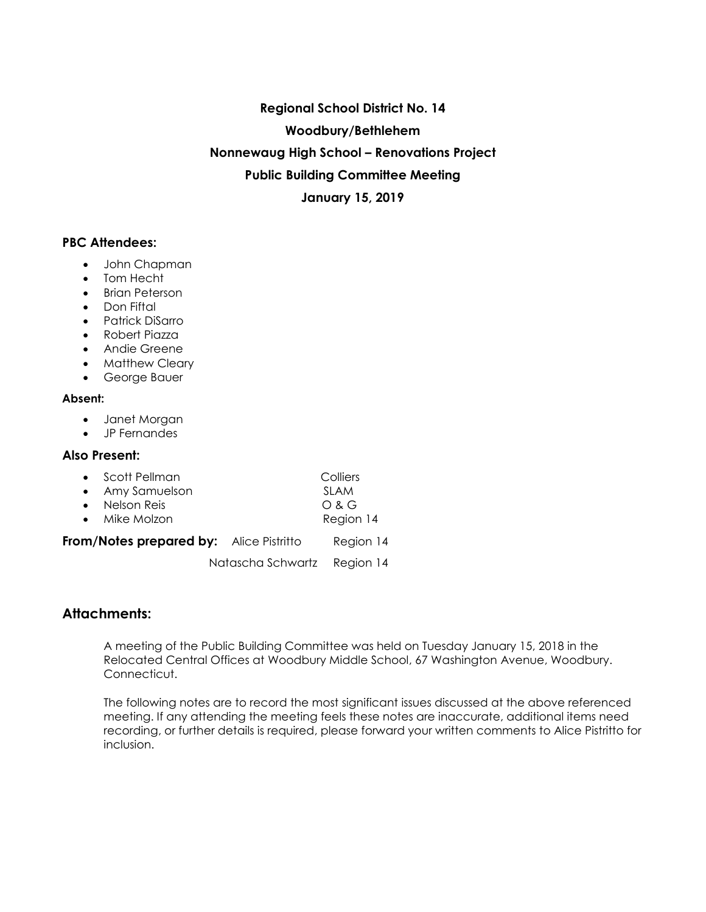**Regional School District No. 14**

**Woodbury/Bethlehem**

**Nonnewaug High School – Renovations Project**

**Public Building Committee Meeting**

**January 15, 2019**

## PBC Attendees:

- John Chapman
- Tom Hecht
- Brian Peterson
- Don Fiftal
- Patrick DiSarro
- Robert Piazza
- Andie Greene
- Matthew Cleary
- George Bauer

**Absent:**

- Janet Morgan
- JP Fernandes

## Also Present:

- Scott Pellman — Colliers
- Amy Samuelson — SLAM
- Nelson Reis — O & G
- Mike Molzon — Region 14

**From/Notes prepared by:** Alice Pistritto — Region 14

Natascha Schwartz — Region 14

## Attachments:

A meeting of the Public Building Committee was held on Tuesday January 15, 2018 in the Relocated Central Offices at Woodbury Middle School, 67 Washington Avenue, Woodbury. Connecticut.

The following notes are to record the most significant issues discussed at the above referenced meeting. If any attending the meeting feels these notes are inaccurate, additional items need recording, or further details is required, please forward your written comments to Alice Pistritto for inclusion.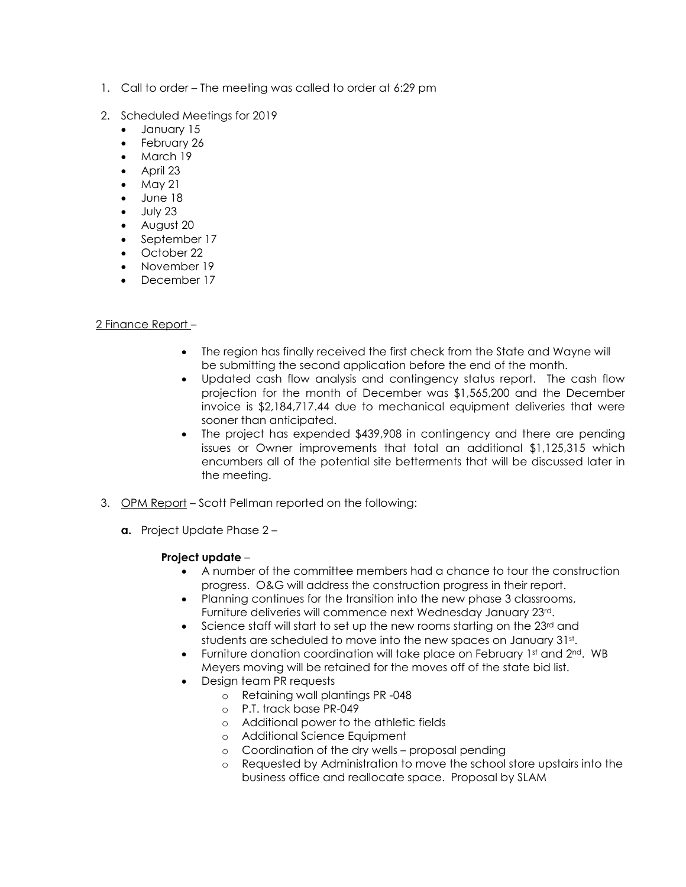1. Call to order – The meeting was called to order at 6:29 pm

2. Scheduled Meetings for 2019
   - January 15
   - February 26
   - March 19
   - April 23
   - May 21
   - June 18
   - July 23
   - August 20
   - September 17
   - October 22
   - November 19
   - December 17

<u>2 Finance Report</u> –

- The region has finally received the first check from the State and Wayne will be submitting the second application before the end of the month.
- Updated cash flow analysis and contingency status report. The cash flow projection for the month of December was $1,565,200 and the December invoice is $2,184,717.44 due to mechanical equipment deliveries that were sooner than anticipated.
- The project has expended $439,908 in contingency and there are pending issues or Owner improvements that total an additional $1,125,315 which encumbers all of the potential site betterments that will be discussed later in the meeting.

3. <u>OPM Report</u> – Scott Pellman reported on the following:

   **a.** Project Update Phase 2 –

   **Project update** –

   - A number of the committee members had a chance to tour the construction progress. O&G will address the construction progress in their report.
   - Planning continues for the transition into the new phase 3 classrooms, Furniture deliveries will commence next Wednesday January 23rd.
   - Science staff will start to set up the new rooms starting on the 23rd and students are scheduled to move into the new spaces on January 31st.
   - Furniture donation coordination will take place on February 1st and 2nd. WB Meyers moving will be retained for the moves off of the state bid list.
   - Design team PR requests
     - Retaining wall plantings PR -048
     - P.T. track base PR-049
     - Additional power to the athletic fields
     - Additional Science Equipment
     - Coordination of the dry wells – proposal pending
     - Requested by Administration to move the school store upstairs into the business office and reallocate space. Proposal by SLAM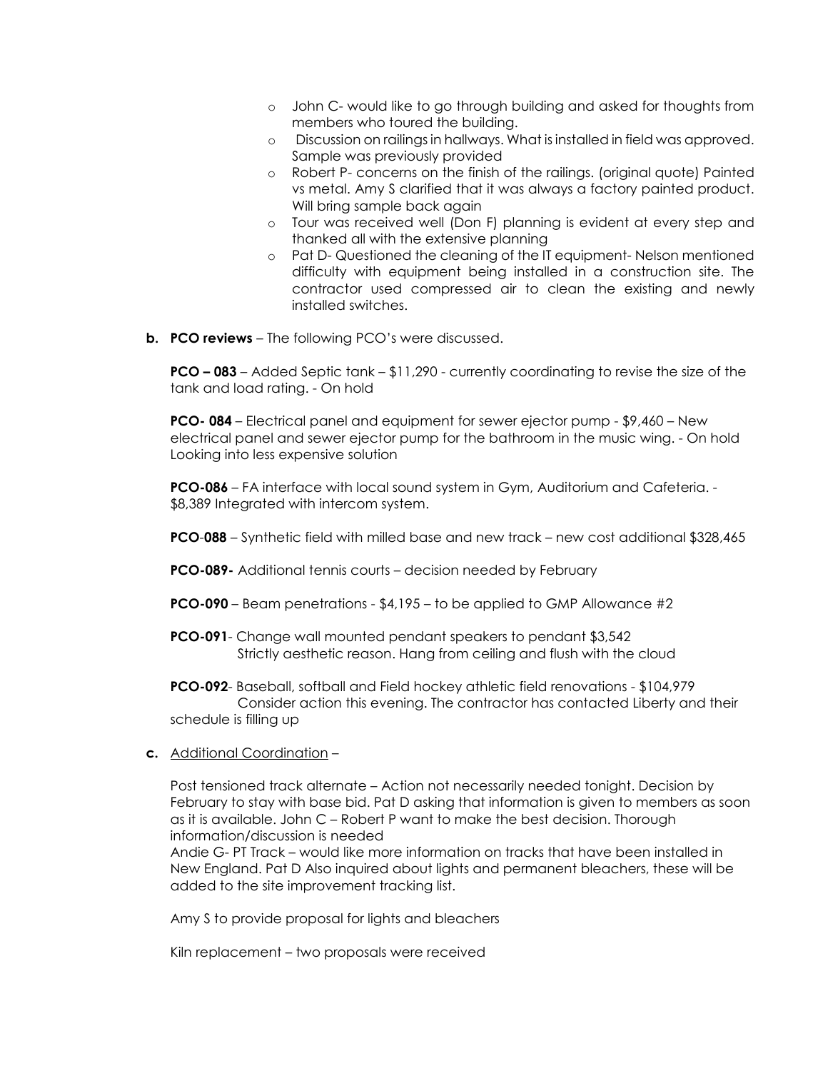- John C- would like to go through building and asked for thoughts from members who toured the building.
- Discussion on railings in hallways. What is installed in field was approved. Sample was previously provided
- Robert P- concerns on the finish of the railings. (original quote) Painted vs metal. Amy S clarified that it was always a factory painted product. Will bring sample back again
- Tour was received well (Don F) planning is evident at every step and thanked all with the extensive planning
- Pat D- Questioned the cleaning of the IT equipment- Nelson mentioned difficulty with equipment being installed in a construction site. The contractor used compressed air to clean the existing and newly installed switches.

**b. PCO reviews** – The following PCO's were discussed.

**PCO – 083** – Added Septic tank – $11,290 - currently coordinating to revise the size of the tank and load rating. - On hold

**PCO- 084** – Electrical panel and equipment for sewer ejector pump - $9,460 – New electrical panel and sewer ejector pump for the bathroom in the music wing. - On hold Looking into less expensive solution

**PCO-086** – FA interface with local sound system in Gym, Auditorium and Cafeteria. - $8,389 Integrated with intercom system.

**PCO-088** – Synthetic field with milled base and new track – new cost additional $328,465

**PCO-089-** Additional tennis courts – decision needed by February

**PCO-090** – Beam penetrations - $4,195 – to be applied to GMP Allowance #2

**PCO-091**- Change wall mounted pendant speakers to pendant $3,542
Strictly aesthetic reason. Hang from ceiling and flush with the cloud

**PCO-092**- Baseball, softball and Field hockey athletic field renovations - $104,979
Consider action this evening. The contractor has contacted Liberty and their schedule is filling up

**c.** Additional Coordination –

Post tensioned track alternate – Action not necessarily needed tonight. Decision by February to stay with base bid. Pat D asking that information is given to members as soon as it is available. John C – Robert P want to make the best decision. Thorough information/discussion is needed

Andie G- PT Track – would like more information on tracks that have been installed in New England. Pat D Also inquired about lights and permanent bleachers, these will be added to the site improvement tracking list.

Amy S to provide proposal for lights and bleachers

Kiln replacement – two proposals were received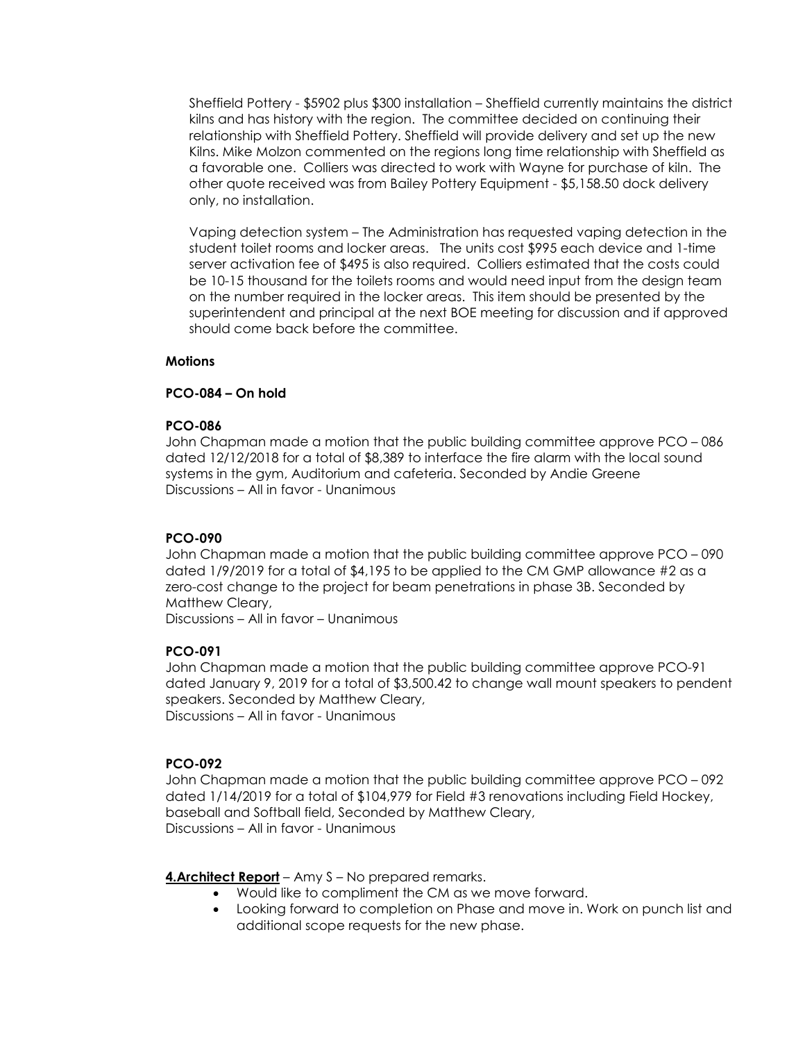Sheffield Pottery - $5902 plus $300 installation – Sheffield currently maintains the district kilns and has history with the region. The committee decided on continuing their relationship with Sheffield Pottery. Sheffield will provide delivery and set up the new Kilns. Mike Molzon commented on the regions long time relationship with Sheffield as a favorable one. Colliers was directed to work with Wayne for purchase of kiln. The other quote received was from Bailey Pottery Equipment - $5,158.50 dock delivery only, no installation.

Vaping detection system – The Administration has requested vaping detection in the student toilet rooms and locker areas. The units cost $995 each device and 1-time server activation fee of $495 is also required. Colliers estimated that the costs could be 10-15 thousand for the toilets rooms and would need input from the design team on the number required in the locker areas. This item should be presented by the superintendent and principal at the next BOE meeting for discussion and if approved should come back before the committee.

**Motions**

**PCO-084 – On hold**

**PCO-086**
John Chapman made a motion that the public building committee approve PCO – 086 dated 12/12/2018 for a total of $8,389 to interface the fire alarm with the local sound systems in the gym, Auditorium and cafeteria. Seconded by Andie Greene
Discussions – All in favor - Unanimous

**PCO-090**
John Chapman made a motion that the public building committee approve PCO – 090 dated 1/9/2019 for a total of $4,195 to be applied to the CM GMP allowance #2 as a zero-cost change to the project for beam penetrations in phase 3B. Seconded by Matthew Cleary,
Discussions – All in favor – Unanimous

**PCO-091**
John Chapman made a motion that the public building committee approve PCO-91 dated January 9, 2019 for a total of $3,500.42 to change wall mount speakers to pendent speakers. Seconded by Matthew Cleary,
Discussions – All in favor - Unanimous

**PCO-092**
John Chapman made a motion that the public building committee approve PCO – 092 dated 1/14/2019 for a total of $104,979 for Field #3 renovations including Field Hockey, baseball and Softball field, Seconded by Matthew Cleary,
Discussions – All in favor - Unanimous

**4.Architect Report** – Amy S – No prepared remarks.

- Would like to compliment the CM as we move forward.
- Looking forward to completion on Phase and move in. Work on punch list and additional scope requests for the new phase.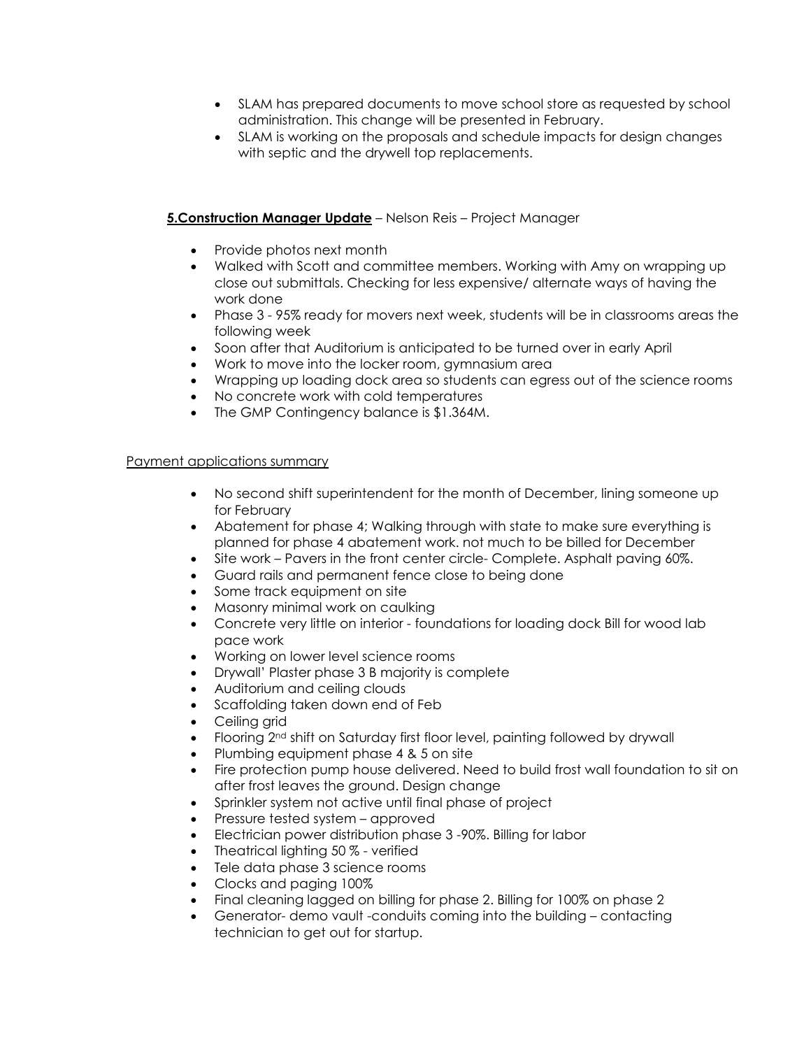- SLAM has prepared documents to move school store as requested by school administration. This change will be presented in February.
- SLAM is working on the proposals and schedule impacts for design changes with septic and the drywell top replacements.

**5.Construction Manager Update** – Nelson Reis – Project Manager

- Provide photos next month
- Walked with Scott and committee members. Working with Amy on wrapping up close out submittals. Checking for less expensive/ alternate ways of having the work done
- Phase 3 - 95% ready for movers next week, students will be in classrooms areas the following week
- Soon after that Auditorium is anticipated to be turned over in early April
- Work to move into the locker room, gymnasium area
- Wrapping up loading dock area so students can egress out of the science rooms
- No concrete work with cold temperatures
- The GMP Contingency balance is $1.364M.

Payment applications summary

- No second shift superintendent for the month of December, lining someone up for February
- Abatement for phase 4; Walking through with state to make sure everything is planned for phase 4 abatement work. not much to be billed for December
- Site work – Pavers in the front center circle- Complete. Asphalt paving 60%.
- Guard rails and permanent fence close to being done
- Some track equipment on site
- Masonry minimal work on caulking
- Concrete very little on interior - foundations for loading dock Bill for wood lab pace work
- Working on lower level science rooms
- Drywall' Plaster phase 3 B majority is complete
- Auditorium and ceiling clouds
- Scaffolding taken down end of Feb
- Ceiling grid
- Flooring 2nd shift on Saturday first floor level, painting followed by drywall
- Plumbing equipment phase 4 & 5 on site
- Fire protection pump house delivered. Need to build frost wall foundation to sit on after frost leaves the ground. Design change
- Sprinkler system not active until final phase of project
- Pressure tested system – approved
- Electrician power distribution phase 3 -90%. Billing for labor
- Theatrical lighting 50 % - verified
- Tele data phase 3 science rooms
- Clocks and paging 100%
- Final cleaning lagged on billing for phase 2. Billing for 100% on phase 2
- Generator- demo vault -conduits coming into the building – contacting technician to get out for startup.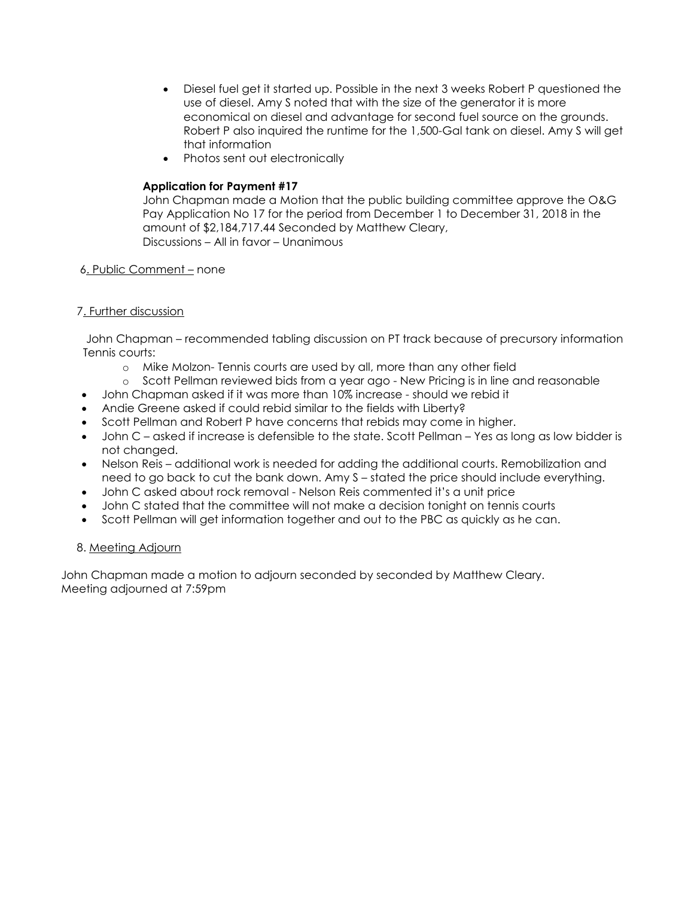- Diesel fuel get it started up. Possible in the next 3 weeks Robert P questioned the use of diesel. Amy S noted that with the size of the generator it is more economical on diesel and advantage for second fuel source on the grounds. Robert P also inquired the runtime for the 1,500-Gal tank on diesel. Amy S will get that information
- Photos sent out electronically

**Application for Payment #17**

John Chapman made a Motion that the public building committee approve the O&G Pay Application No 17 for the period from December 1 to December 31, 2018 in the amount of $2,184,717.44 Seconded by Matthew Cleary,
Discussions – All in favor – Unanimous

6. Public Comment – none

7. Further discussion

John Chapman – recommended tabling discussion on PT track because of precursory information
Tennis courts:

- Mike Molzon- Tennis courts are used by all, more than any other field
- Scott Pellman reviewed bids from a year ago - New Pricing is in line and reasonable

- John Chapman asked if it was more than 10% increase - should we rebid it
- Andie Greene asked if could rebid similar to the fields with Liberty?
- Scott Pellman and Robert P have concerns that rebids may come in higher.
- John C – asked if increase is defensible to the state. Scott Pellman – Yes as long as low bidder is not changed.
- Nelson Reis – additional work is needed for adding the additional courts. Remobilization and need to go back to cut the bank down. Amy S – stated the price should include everything.
- John C asked about rock removal - Nelson Reis commented it's a unit price
- John C stated that the committee will not make a decision tonight on tennis courts
- Scott Pellman will get information together and out to the PBC as quickly as he can.

8. Meeting Adjourn

John Chapman made a motion to adjourn seconded by seconded by Matthew Cleary.
Meeting adjourned at 7:59pm